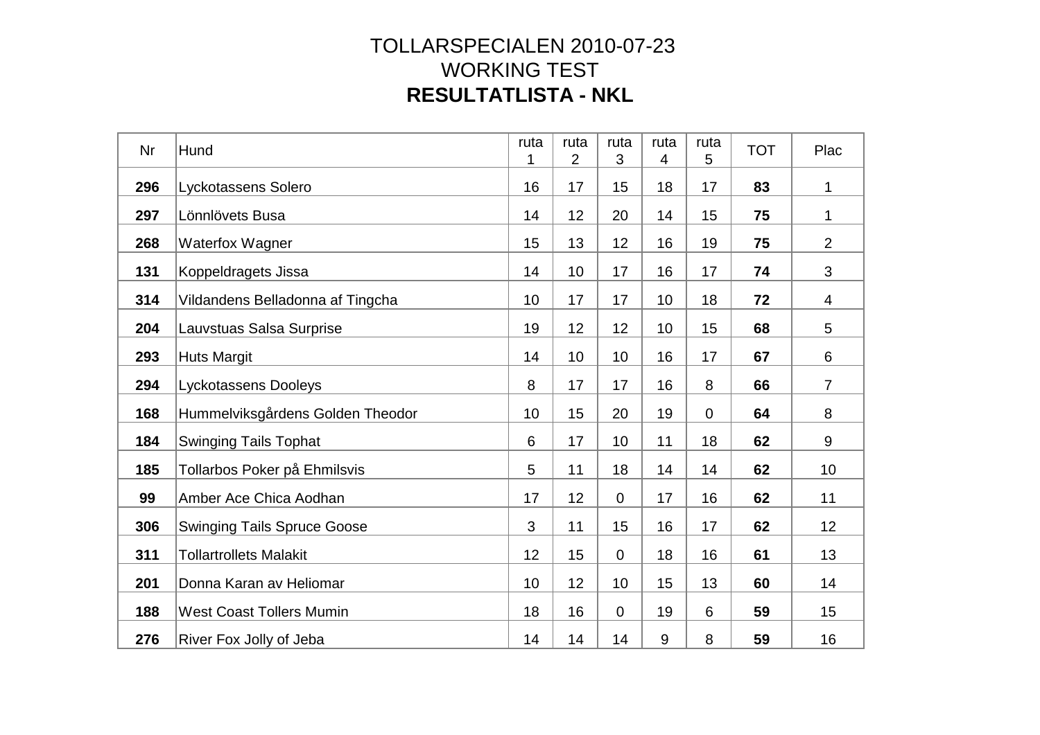# TOLLARSPECIALEN 2010-07-23
## WORKING TEST
## **RESULTATLISTA - NKL**

| Nr | Hund | ruta 1 | ruta 2 | ruta 3 | ruta 4 | ruta 5 | TOT | Plac |
|---|---|---|---|---|---|---|---|---|
| **296** | Lyckotassens Solero | 16 | 17 | 15 | 18 | 17 | **83** | 1 |
| **297** | Lönnlövets Busa | 14 | 12 | 20 | 14 | 15 | **75** | 1 |
| **268** | Waterfox Wagner | 15 | 13 | 12 | 16 | 19 | **75** | 2 |
| **131** | Koppeldragets Jissa | 14 | 10 | 17 | 16 | 17 | **74** | 3 |
| **314** | Vildandens Belladonna af Tingcha | 10 | 17 | 17 | 10 | 18 | **72** | 4 |
| **204** | Lauvstuas Salsa Surprise | 19 | 12 | 12 | 10 | 15 | **68** | 5 |
| **293** | Huts Margit | 14 | 10 | 10 | 16 | 17 | **67** | 6 |
| **294** | Lyckotassens Dooleys | 8 | 17 | 17 | 16 | 8 | **66** | 7 |
| **168** | Hummelviksgårdens Golden Theodor | 10 | 15 | 20 | 19 | 0 | **64** | 8 |
| **184** | Swinging Tails Tophat | 6 | 17 | 10 | 11 | 18 | **62** | 9 |
| **185** | Tollarbos Poker på Ehmilsvis | 5 | 11 | 18 | 14 | 14 | **62** | 10 |
| **99** | Amber Ace Chica Aodhan | 17 | 12 | 0 | 17 | 16 | **62** | 11 |
| **306** | Swinging Tails Spruce Goose | 3 | 11 | 15 | 16 | 17 | **62** | 12 |
| **311** | Tollartrollets Malakit | 12 | 15 | 0 | 18 | 16 | **61** | 13 |
| **201** | Donna Karan av Heliomar | 10 | 12 | 10 | 15 | 13 | **60** | 14 |
| **188** | West Coast Tollers Mumin | 18 | 16 | 0 | 19 | 6 | **59** | 15 |
| **276** | River Fox Jolly of Jeba | 14 | 14 | 14 | 9 | 8 | **59** | 16 |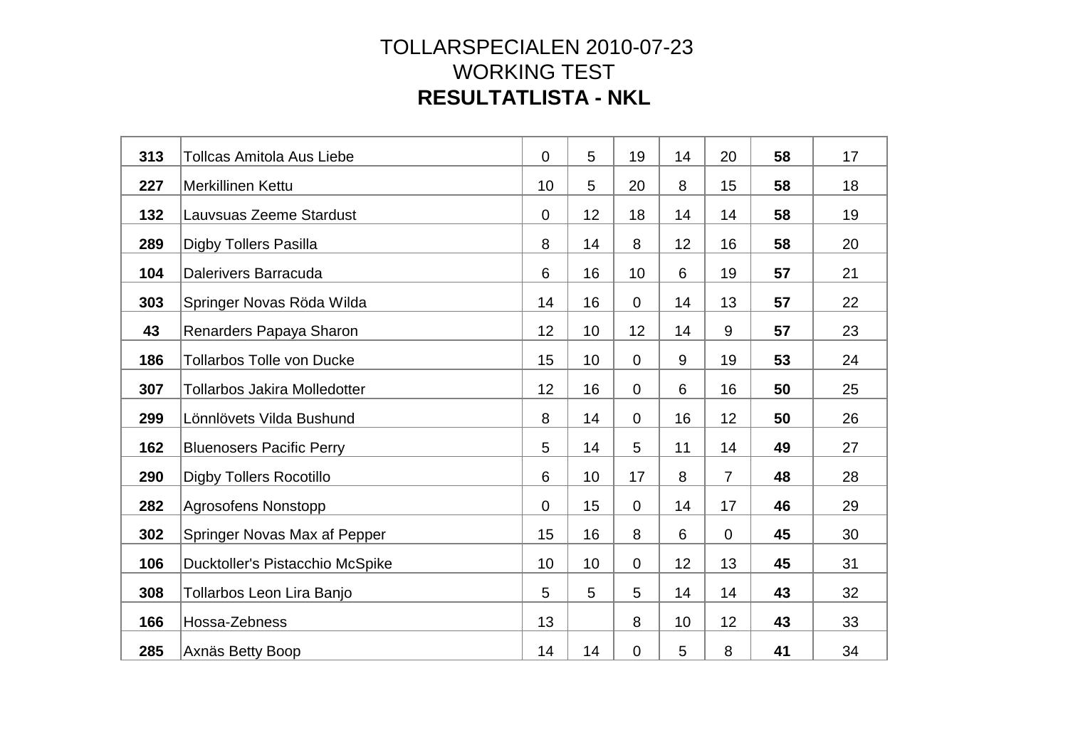# TOLLARSPECIALEN 2010-07-23
## WORKING TEST
## **RESULTATLISTA - NKL**

| | | | | | | | | |
|---|---|---|---|---|---|---|---|---|
| **313** | Tollcas Amitola Aus Liebe | 0 | 5 | 19 | 14 | 20 | **58** | 17 |
| **227** | Merkillinen Kettu | 10 | 5 | 20 | 8 | 15 | **58** | 18 |
| **132** | Lauvsuas Zeeme Stardust | 0 | 12 | 18 | 14 | 14 | **58** | 19 |
| **289** | Digby Tollers Pasilla | 8 | 14 | 8 | 12 | 16 | **58** | 20 |
| **104** | Dalerivers Barracuda | 6 | 16 | 10 | 6 | 19 | **57** | 21 |
| **303** | Springer Novas Röda Wilda | 14 | 16 | 0 | 14 | 13 | **57** | 22 |
| **43** | Renarders Papaya Sharon | 12 | 10 | 12 | 14 | 9 | **57** | 23 |
| **186** | Tollarbos Tolle von Ducke | 15 | 10 | 0 | 9 | 19 | **53** | 24 |
| **307** | Tollarbos Jakira Molledotter | 12 | 16 | 0 | 6 | 16 | **50** | 25 |
| **299** | Lönnlövets Vilda Bushund | 8 | 14 | 0 | 16 | 12 | **50** | 26 |
| **162** | Bluenosers Pacific Perry | 5 | 14 | 5 | 11 | 14 | **49** | 27 |
| **290** | Digby Tollers Rocotillo | 6 | 10 | 17 | 8 | 7 | **48** | 28 |
| **282** | Agrosofens Nonstopp | 0 | 15 | 0 | 14 | 17 | **46** | 29 |
| **302** | Springer Novas Max af Pepper | 15 | 16 | 8 | 6 | 0 | **45** | 30 |
| **106** | Ducktoller's Pistacchio McSpike | 10 | 10 | 0 | 12 | 13 | **45** | 31 |
| **308** | Tollarbos Leon Lira Banjo | 5 | 5 | 5 | 14 | 14 | **43** | 32 |
| **166** | Hossa-Zebness | 13 | | 8 | 10 | 12 | **43** | 33 |
| **285** | Axnäs Betty Boop | 14 | 14 | 0 | 5 | 8 | **41** | 34 |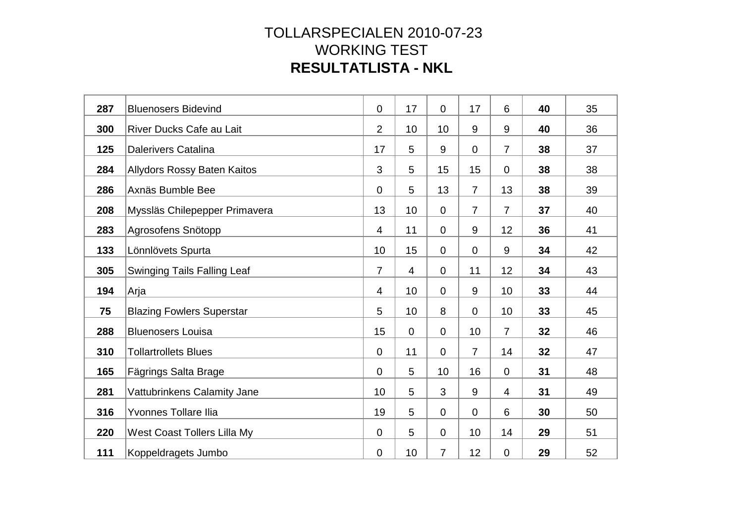# TOLLARSPECIALEN 2010-07-23
# WORKING TEST
# **RESULTATLISTA - NKL**

| | | | | | | | | |
|---|---|---|---|---|---|---|---|---|
| **287** | Bluenosers Bidevind | 0 | 17 | 0 | 17 | 6 | **40** | 35 |
| **300** | River Ducks Cafe au Lait | 2 | 10 | 10 | 9 | 9 | **40** | 36 |
| **125** | Dalerivers Catalina | 17 | 5 | 9 | 0 | 7 | **38** | 37 |
| **284** | Allydors Rossy Baten Kaitos | 3 | 5 | 15 | 15 | 0 | **38** | 38 |
| **286** | Axnäs Bumble Bee | 0 | 5 | 13 | 7 | 13 | **38** | 39 |
| **208** | Myssläs Chilepepper Primavera | 13 | 10 | 0 | 7 | 7 | **37** | 40 |
| **283** | Agrosofens Snötopp | 4 | 11 | 0 | 9 | 12 | **36** | 41 |
| **133** | Lönnlövets Spurta | 10 | 15 | 0 | 0 | 9 | **34** | 42 |
| **305** | Swinging Tails Falling Leaf | 7 | 4 | 0 | 11 | 12 | **34** | 43 |
| **194** | Arja | 4 | 10 | 0 | 9 | 10 | **33** | 44 |
| **75** | Blazing Fowlers Superstar | 5 | 10 | 8 | 0 | 10 | **33** | 45 |
| **288** | Bluenosers Louisa | 15 | 0 | 0 | 10 | 7 | **32** | 46 |
| **310** | Tollartrollets Blues | 0 | 11 | 0 | 7 | 14 | **32** | 47 |
| **165** | Fägrings Salta Brage | 0 | 5 | 10 | 16 | 0 | **31** | 48 |
| **281** | Vattubrinkens Calamity Jane | 10 | 5 | 3 | 9 | 4 | **31** | 49 |
| **316** | Yvonnes Tollare Ilia | 19 | 5 | 0 | 0 | 6 | **30** | 50 |
| **220** | West Coast Tollers Lilla My | 0 | 5 | 0 | 10 | 14 | **29** | 51 |
| **111** | Koppeldragets Jumbo | 0 | 10 | 7 | 12 | 0 | **29** | 52 |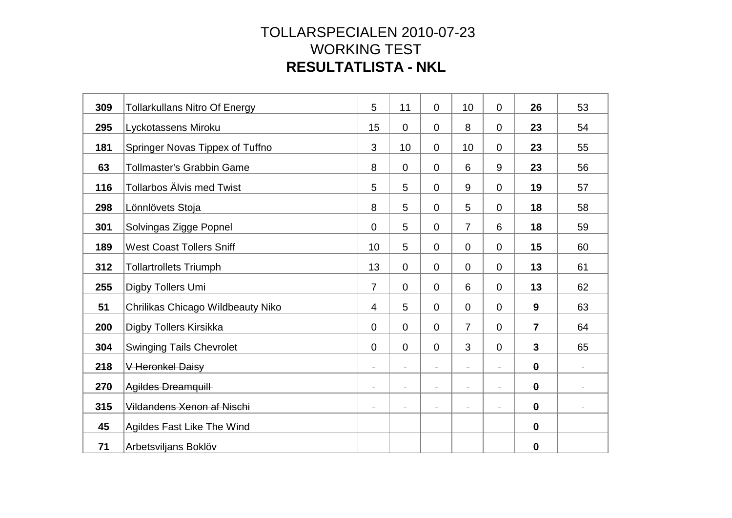# TOLLARSPECIALEN 2010-07-23

## WORKING TEST

## RESULTATLISTA - NKL

| | | | | | | | | |
|---|---|---|---|---|---|---|---|---|
| **309** | Tollarkullans Nitro Of Energy | 5 | 11 | 0 | 10 | 0 | **26** | 53 |
| **295** | Lyckotassens Miroku | 15 | 0 | 0 | 8 | 0 | **23** | 54 |
| **181** | Springer Novas Tippex of Tuffno | 3 | 10 | 0 | 10 | 0 | **23** | 55 |
| **63** | Tollmaster's Grabbin Game | 8 | 0 | 0 | 6 | 9 | **23** | 56 |
| **116** | Tollarbos Älvis med Twist | 5 | 5 | 0 | 9 | 0 | **19** | 57 |
| **298** | Lönnlövets Stoja | 8 | 5 | 0 | 5 | 0 | **18** | 58 |
| **301** | Solvingas Zigge Popnel | 0 | 5 | 0 | 7 | 6 | **18** | 59 |
| **189** | West Coast Tollers Sniff | 10 | 5 | 0 | 0 | 0 | **15** | 60 |
| **312** | Tollartrollets Triumph | 13 | 0 | 0 | 0 | 0 | **13** | 61 |
| **255** | Digby Tollers Umi | 7 | 0 | 0 | 6 | 0 | **13** | 62 |
| **51** | Chrilikas Chicago Wildbeauty Niko | 4 | 5 | 0 | 0 | 0 | **9** | 63 |
| **200** | Digby Tollers Kirsikka | 0 | 0 | 0 | 7 | 0 | **7** | 64 |
| **304** | Swinging Tails Chevrolet | 0 | 0 | 0 | 3 | 0 | **3** | 65 |
| ~~**218**~~ | ~~V Heronkel Daisy~~ | - | - | - | - | - | ~~**0**~~ | - |
| ~~**270**~~ | ~~Agildes Dreamquill~~ | - | - | - | - | - | ~~**0**~~ | - |
| ~~**315**~~ | ~~Vildandens Xenon af Nischi~~ | - | - | - | - | - | ~~**0**~~ | - |
| **45** | Agildes Fast Like The Wind | | | | | | **0** | |
| **71** | Arbetsviljans Boklöv | | | | | | **0** | |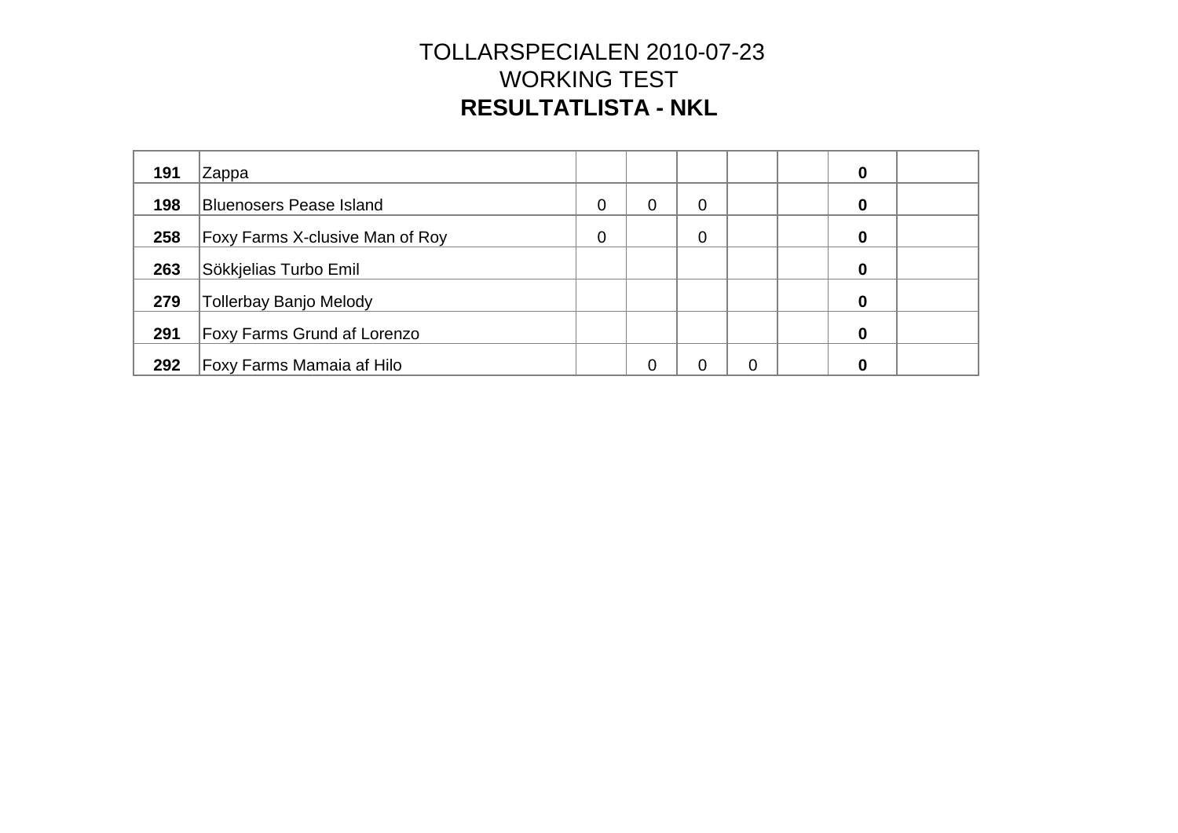# TOLLARSPECIALEN 2010-07-23
## WORKING TEST
### **RESULTATLISTA - NKL**

| | | | | | | | | |
|---|---|---|---|---|---|---|---|---|
| **191** | Zappa | | | | | | **0** | |
| **198** | Bluenosers Pease Island | 0 | 0 | 0 | | | **0** | |
| **258** | Foxy Farms X-clusive Man of Roy | 0 | | 0 | | | **0** | |
| **263** | Sökkjelias Turbo Emil | | | | | | **0** | |
| **279** | Tollerbay Banjo Melody | | | | | | **0** | |
| **291** | Foxy Farms Grund af Lorenzo | | | | | | **0** | |
| **292** | Foxy Farms Mamaia af Hilo | | 0 | 0 | 0 | | **0** | |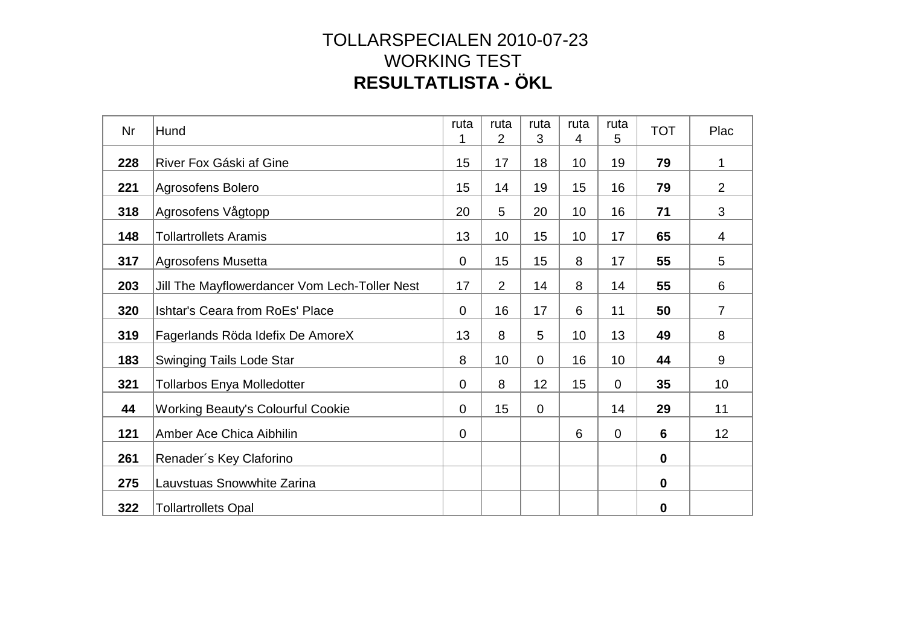# TOLLARSPECIALEN 2010-07-23
# WORKING TEST
# RESULTATLISTA - ÖKL

| Nr | Hund | ruta 1 | ruta 2 | ruta 3 | ruta 4 | ruta 5 | TOT | Plac |
|---|---|---|---|---|---|---|---|---|
| **228** | River Fox Gáski af Gine | 15 | 17 | 18 | 10 | 19 | **79** | 1 |
| **221** | Agrosofens Bolero | 15 | 14 | 19 | 15 | 16 | **79** | 2 |
| **318** | Agrosofens Vågtopp | 20 | 5 | 20 | 10 | 16 | **71** | 3 |
| **148** | Tollartrollets Aramis | 13 | 10 | 15 | 10 | 17 | **65** | 4 |
| **317** | Agrosofens Musetta | 0 | 15 | 15 | 8 | 17 | **55** | 5 |
| **203** | Jill The Mayflowerdancer Vom Lech-Toller Nest | 17 | 2 | 14 | 8 | 14 | **55** | 6 |
| **320** | Ishtar's Ceara from RoEs' Place | 0 | 16 | 17 | 6 | 11 | **50** | 7 |
| **319** | Fagerlands Röda Idefix De AmoreX | 13 | 8 | 5 | 10 | 13 | **49** | 8 |
| **183** | Swinging Tails Lode Star | 8 | 10 | 0 | 16 | 10 | **44** | 9 |
| **321** | Tollarbos Enya Molledotter | 0 | 8 | 12 | 15 | 0 | **35** | 10 |
| **44** | Working Beauty's Colourful Cookie | 0 | 15 | 0 | | 14 | **29** | 11 |
| **121** | Amber Ace Chica Aibhilin | 0 | | | 6 | 0 | **6** | 12 |
| **261** | Renader´s Key Claforino | | | | | | **0** | |
| **275** | Lauvstuas Snowwhite Zarina | | | | | | **0** | |
| **322** | Tollartrollets Opal | | | | | | **0** | |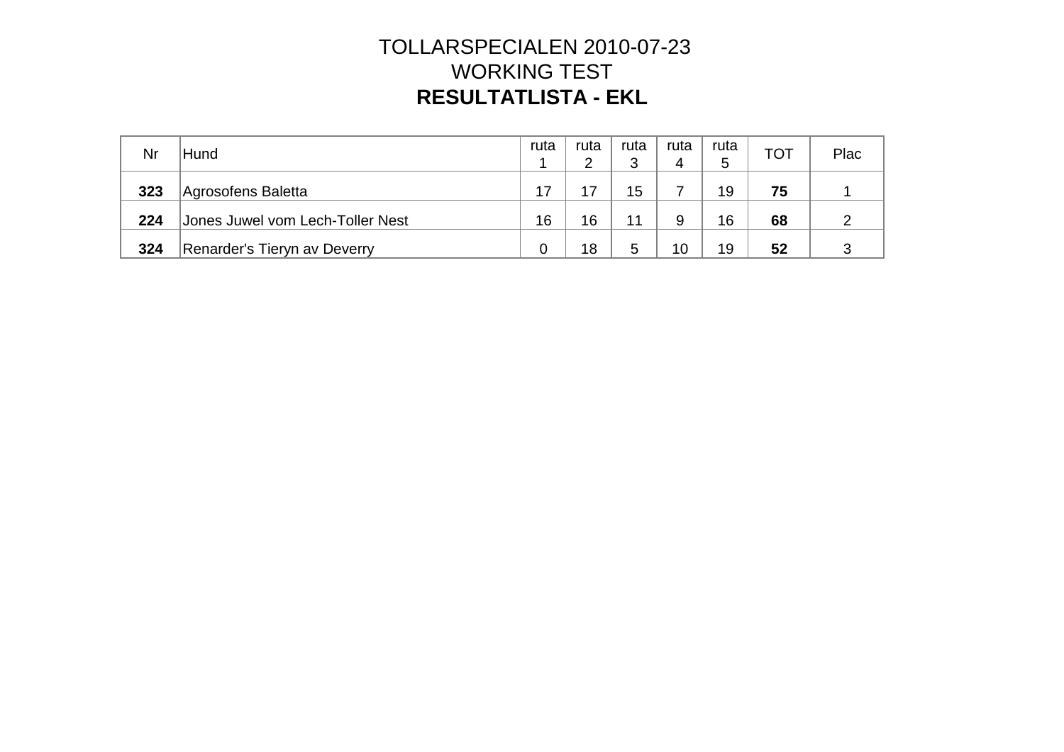# TOLLARSPECIALEN 2010-07-23

## WORKING TEST

## RESULTATLISTA - EKL

| Nr | Hund | ruta 1 | ruta 2 | ruta 3 | ruta 4 | ruta 5 | TOT | Plac |
|---|---|---|---|---|---|---|---|---|
| **323** | Agrosofens Baletta | 17 | 17 | 15 | 7 | 19 | **75** | 1 |
| **224** | Jones Juwel vom Lech-Toller Nest | 16 | 16 | 11 | 9 | 16 | **68** | 2 |
| **324** | Renarder's Tieryn av Deverry | 0 | 18 | 5 | 10 | 19 | **52** | 3 |